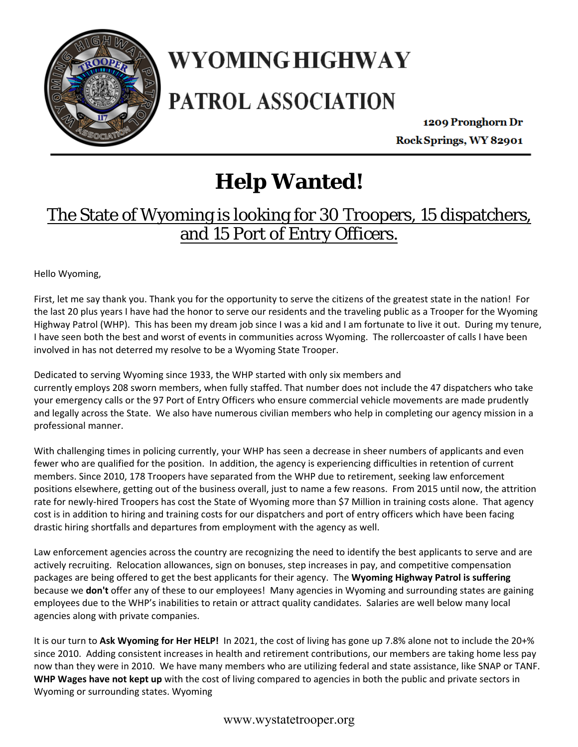# WYOMING HIGHWAY PATROL ASSOCIATION

1209 Pronghorn Dr
Rock Springs, WY 82901

# Help Wanted!

## The State of Wyoming is looking for 30 Troopers, 15 dispatchers, and 15 Port of Entry Officers.

Hello Wyoming,

First, let me say thank you. Thank you for the opportunity to serve the citizens of the greatest state in the nation! For the last 20 plus years I have had the honor to serve our residents and the traveling public as a Trooper for the Wyoming Highway Patrol (WHP). This has been my dream job since I was a kid and I am fortunate to live it out. During my tenure, I have seen both the best and worst of events in communities across Wyoming. The rollercoaster of calls I have been involved in has not deterred my resolve to be a Wyoming State Trooper.

Dedicated to serving Wyoming since 1933, the WHP started with only six members and currently employs 208 sworn members, when fully staffed. That number does not include the 47 dispatchers who take your emergency calls or the 97 Port of Entry Officers who ensure commercial vehicle movements are made prudently and legally across the State. We also have numerous civilian members who help in completing our agency mission in a professional manner.

With challenging times in policing currently, your WHP has seen a decrease in sheer numbers of applicants and even fewer who are qualified for the position. In addition, the agency is experiencing difficulties in retention of current members. Since 2010, 178 Troopers have separated from the WHP due to retirement, seeking law enforcement positions elsewhere, getting out of the business overall, just to name a few reasons. From 2015 until now, the attrition rate for newly-hired Troopers has cost the State of Wyoming more than $7 Million in training costs alone. That agency cost is in addition to hiring and training costs for our dispatchers and port of entry officers which have been facing drastic hiring shortfalls and departures from employment with the agency as well.

Law enforcement agencies across the country are recognizing the need to identify the best applicants to serve and are actively recruiting. Relocation allowances, sign on bonuses, step increases in pay, and competitive compensation packages are being offered to get the best applicants for their agency. The **Wyoming Highway Patrol is suffering** because we **don't** offer any of these to our employees! Many agencies in Wyoming and surrounding states are gaining employees due to the WHP's inabilities to retain or attract quality candidates. Salaries are well below many local agencies along with private companies.

It is our turn to **Ask Wyoming for Her HELP!** In 2021, the cost of living has gone up 7.8% alone not to include the 20+% since 2010. Adding consistent increases in health and retirement contributions, our members are taking home less pay now than they were in 2010. We have many members who are utilizing federal and state assistance, like SNAP or TANF. **WHP Wages have not kept up** with the cost of living compared to agencies in both the public and private sectors in Wyoming or surrounding states. Wyoming

www.wystatetrooper.org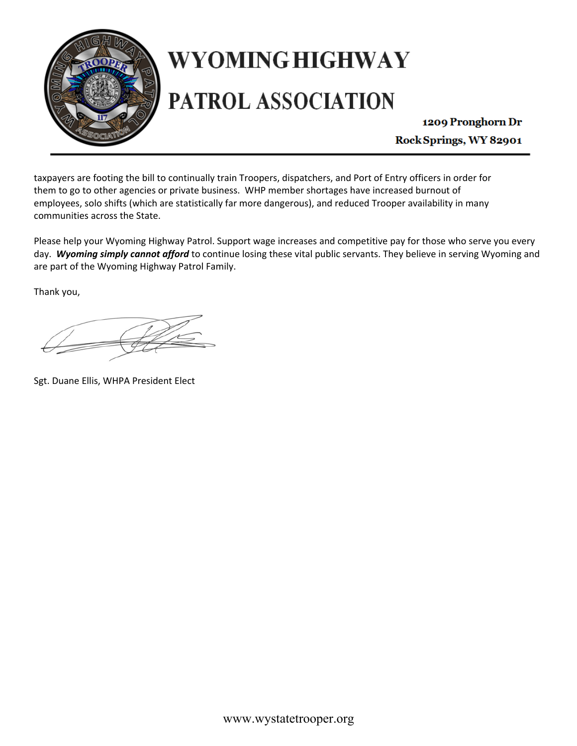taxpayers are footing the bill to continually train Troopers, dispatchers, and Port of Entry officers in order for them to go to other agencies or private business. WHP member shortages have increased burnout of employees, solo shifts (which are statistically far more dangerous), and reduced Trooper availability in many communities across the State.

Please help your Wyoming Highway Patrol. Support wage increases and competitive pay for those who serve you every day. ***Wyoming simply cannot afford*** to continue losing these vital public servants. They believe in serving Wyoming and are part of the Wyoming Highway Patrol Family.

Thank you,

Sgt. Duane Ellis, WHPA President Elect